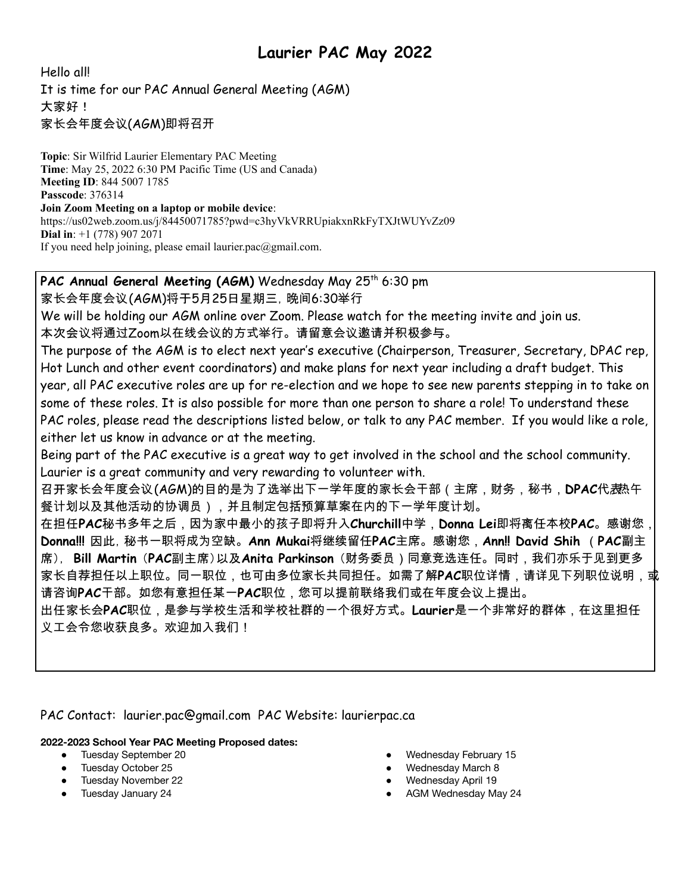# Laurier PAC May 2022

Hello all!
It is time for our PAC Annual General Meeting (AGM)
大家好！
家长会年度会议(AGM)即将召开

**Topic**: Sir Wilfrid Laurier Elementary PAC Meeting
**Time**: May 25, 2022 6:30 PM Pacific Time (US and Canada)
**Meeting ID**: 844 5007 1785
**Passcode**: 376314
**Join Zoom Meeting on a laptop or mobile device**:
https://us02web.zoom.us/j/84450071785?pwd=c3hyVkVRRUpiakxnRkFyTXJtWUYvZz09
**Dial in**: +1 (778) 907 2071
If you need help joining, please email laurier.pac@gmail.com.

**PAC Annual General Meeting (AGM)** Wednesday May 25th 6:30 pm
家长会年度会议(AGM)将于5月25日星期三，晚间6:30举行
We will be holding our AGM online over Zoom. Please watch for the meeting invite and join us.
本次会议将通过Zoom以在线会议的方式举行。请留意会议邀请并积极参与。
The purpose of the AGM is to elect next year's executive (Chairperson, Treasurer, Secretary, DPAC rep, Hot Lunch and other event coordinators) and make plans for next year including a draft budget. This year, all PAC executive roles are up for re-election and we hope to see new parents stepping in to take on some of these roles. It is also possible for more than one person to share a role! To understand these PAC roles, please read the descriptions listed below, or talk to any PAC member. If you would like a role, either let us know in advance or at the meeting.
Being part of the PAC executive is a great way to get involved in the school and the school community. Laurier is a great community and very rewarding to volunteer with.
召开家长会年度会议(AGM)的目的是为了选举出下一学年度的家长会干部（主席，财务，秘书，**DPAC**代表热午餐计划以及其他活动的协调员），并且制定包括预算草案在内的下一学年度计划。
在担任**PAC**秘书多年之后，因为家中最小的孩子即将升入**Churchill**中学，**Donna Lei**即将离任本校**PAC**。感谢您，**Donna!!!** 因此，秘书一职将成为空缺。**Ann Mukai**将继续留任**PAC**主席。感谢您，**Ann!! David Shih**（**PAC**副主席），**Bill Martin**（**PAC**副主席）以及**Anita Parkinson**（财务委员）同意竞选连任。同时，我们亦乐于见到更多家长自荐担任以上职位。同一职位，也可由多位家长共同担任。如需了解**PAC**职位详情，请详见下列职位说明，或请咨询**PAC**干部。如您有意担任某一**PAC**职位，您可以提前联络我们或在年度会议上提出。
出任家长会**PAC**职位，是参与学校生活和学校社群的一个很好方式。**Laurier**是一个非常好的群体，在这里担任义工会令您收获良多。欢迎加入我们！

PAC Contact: laurier.pac@gmail.com PAC Website: laurierpac.ca

**2022-2023 School Year PAC Meeting Proposed dates:**

- Tuesday September 20
- Tuesday October 25
- Tuesday November 22
- Tuesday January 24
- Wednesday February 15
- Wednesday March 8
- Wednesday April 19
- AGM Wednesday May 24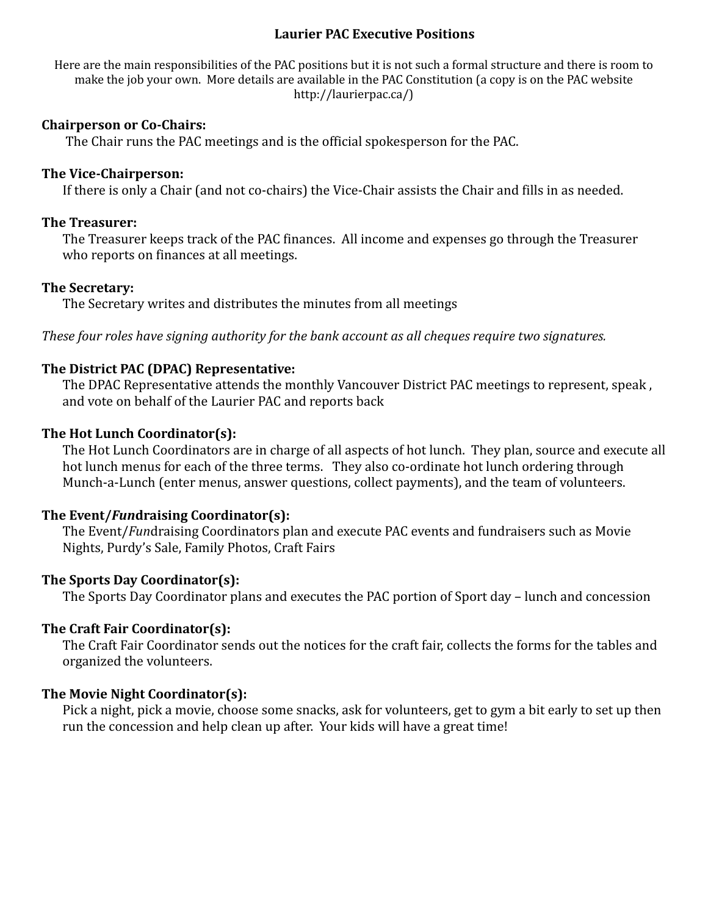# Laurier PAC Executive Positions

Here are the main responsibilities of the PAC positions but it is not such a formal structure and there is room to make the job your own. More details are available in the PAC Constitution (a copy is on the PAC website http://laurierpac.ca/)

**Chairperson or Co-Chairs:**

The Chair runs the PAC meetings and is the official spokesperson for the PAC.

**The Vice-Chairperson:**

If there is only a Chair (and not co-chairs) the Vice-Chair assists the Chair and fills in as needed.

**The Treasurer:**

The Treasurer keeps track of the PAC finances. All income and expenses go through the Treasurer who reports on finances at all meetings.

**The Secretary:**

The Secretary writes and distributes the minutes from all meetings

*These four roles have signing authority for the bank account as all cheques require two signatures.*

**The District PAC (DPAC) Representative:**

The DPAC Representative attends the monthly Vancouver District PAC meetings to represent, speak , and vote on behalf of the Laurier PAC and reports back

**The Hot Lunch Coordinator(s):**

The Hot Lunch Coordinators are in charge of all aspects of hot lunch. They plan, source and execute all hot lunch menus for each of the three terms. They also co-ordinate hot lunch ordering through Munch-a-Lunch (enter menus, answer questions, collect payments), and the team of volunteers.

**The Event/*Fun*draising Coordinator(s):**

The Event/*Fun*draising Coordinators plan and execute PAC events and fundraisers such as Movie Nights, Purdy's Sale, Family Photos, Craft Fairs

**The Sports Day Coordinator(s):**

The Sports Day Coordinator plans and executes the PAC portion of Sport day – lunch and concession

**The Craft Fair Coordinator(s):**

The Craft Fair Coordinator sends out the notices for the craft fair, collects the forms for the tables and organized the volunteers.

**The Movie Night Coordinator(s):**

Pick a night, pick a movie, choose some snacks, ask for volunteers, get to gym a bit early to set up then run the concession and help clean up after. Your kids will have a great time!